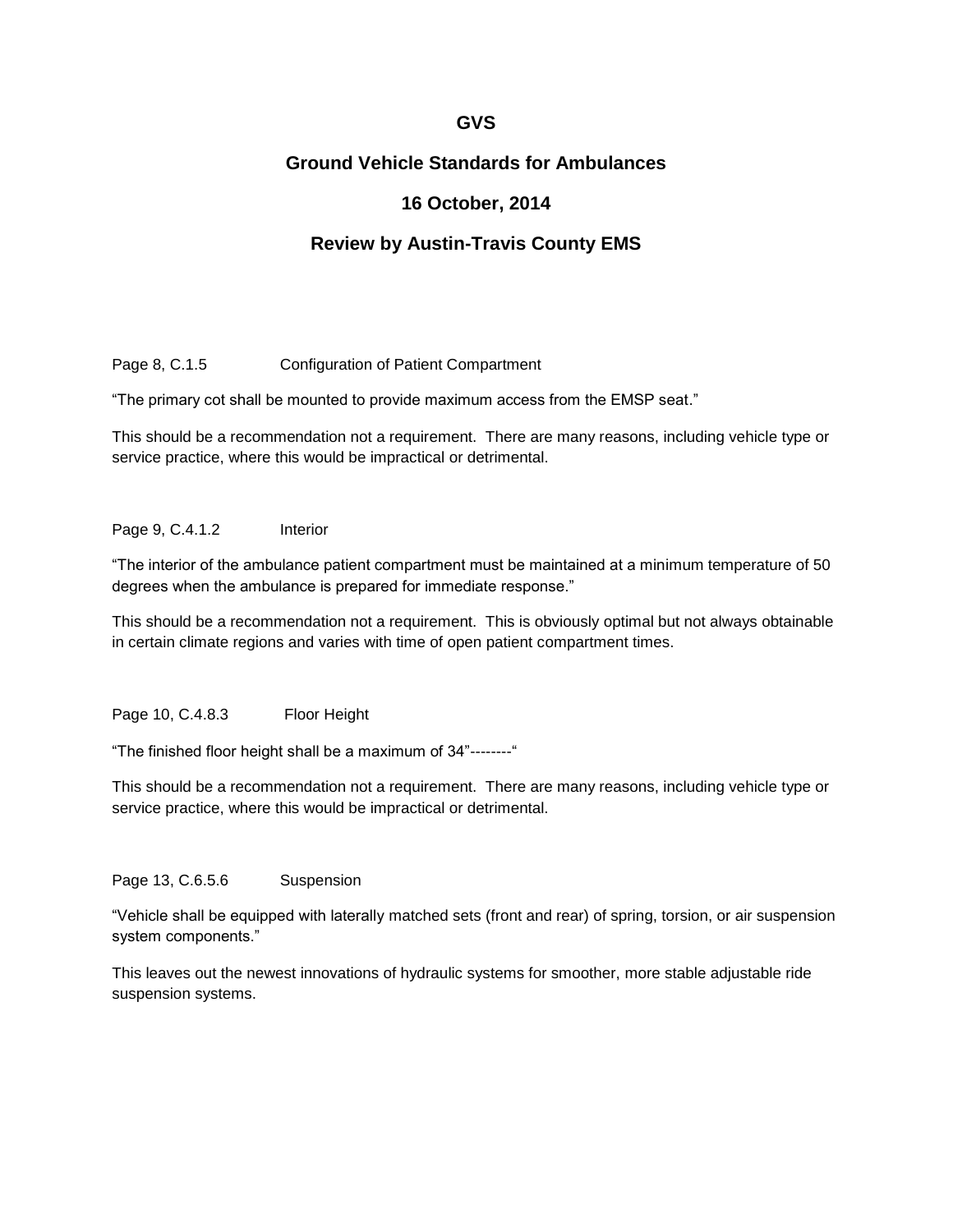# GVS

## Ground Vehicle Standards for Ambulances

## 16 October, 2014

## Review by Austin-Travis County EMS

Page 8, C.1.5 Configuration of Patient Compartment

"The primary cot shall be mounted to provide maximum access from the EMSP seat."

This should be a recommendation not a requirement. There are many reasons, including vehicle type or service practice, where this would be impractical or detrimental.

Page 9, C.4.1.2 Interior

"The interior of the ambulance patient compartment must be maintained at a minimum temperature of 50 degrees when the ambulance is prepared for immediate response."

This should be a recommendation not a requirement. This is obviously optimal but not always obtainable in certain climate regions and varies with time of open patient compartment times.

Page 10, C.4.8.3 Floor Height

"The finished floor height shall be a maximum of 34"--------"

This should be a recommendation not a requirement. There are many reasons, including vehicle type or service practice, where this would be impractical or detrimental.

Page 13, C.6.5.6 Suspension

"Vehicle shall be equipped with laterally matched sets (front and rear) of spring, torsion, or air suspension system components."

This leaves out the newest innovations of hydraulic systems for smoother, more stable adjustable ride suspension systems.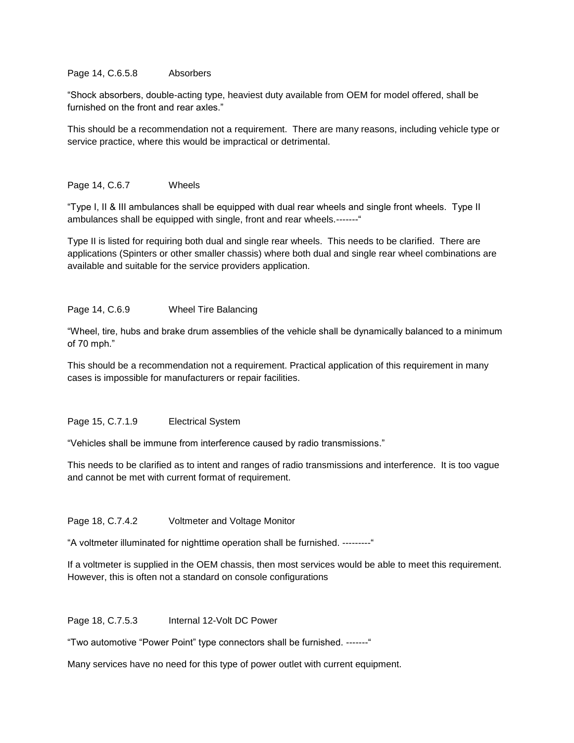Page 14, C.6.5.8 Absorbers

"Shock absorbers, double-acting type, heaviest duty available from OEM for model offered, shall be furnished on the front and rear axles."

This should be a recommendation not a requirement. There are many reasons, including vehicle type or service practice, where this would be impractical or detrimental.

Page 14, C.6.7 Wheels

"Type I, II & III ambulances shall be equipped with dual rear wheels and single front wheels. Type II ambulances shall be equipped with single, front and rear wheels.-------"

Type II is listed for requiring both dual and single rear wheels. This needs to be clarified. There are applications (Spinters or other smaller chassis) where both dual and single rear wheel combinations are available and suitable for the service providers application.

Page 14, C.6.9 Wheel Tire Balancing

"Wheel, tire, hubs and brake drum assemblies of the vehicle shall be dynamically balanced to a minimum of 70 mph."

This should be a recommendation not a requirement. Practical application of this requirement in many cases is impossible for manufacturers or repair facilities.

Page 15, C.7.1.9 Electrical System

"Vehicles shall be immune from interference caused by radio transmissions."

This needs to be clarified as to intent and ranges of radio transmissions and interference. It is too vague and cannot be met with current format of requirement.

Page 18, C.7.4.2 Voltmeter and Voltage Monitor

"A voltmeter illuminated for nighttime operation shall be furnished. ---------"

If a voltmeter is supplied in the OEM chassis, then most services would be able to meet this requirement. However, this is often not a standard on console configurations

Page 18, C.7.5.3 Internal 12-Volt DC Power

"Two automotive "Power Point" type connectors shall be furnished. -------"

Many services have no need for this type of power outlet with current equipment.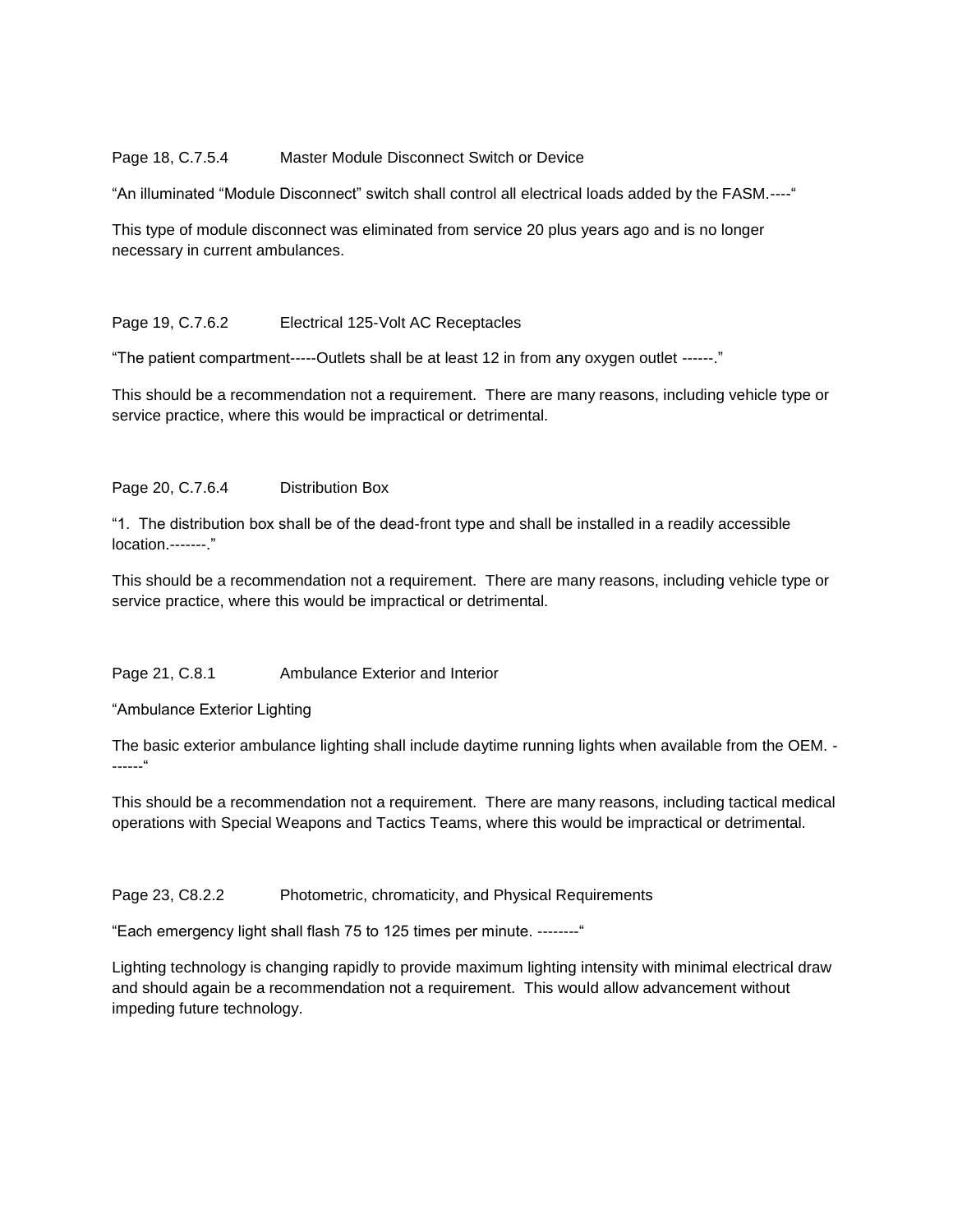Page 18, C.7.5.4 Master Module Disconnect Switch or Device

“An illuminated “Module Disconnect” switch shall control all electrical loads added by the FASM.----“

This type of module disconnect was eliminated from service 20 plus years ago and is no longer necessary in current ambulances.

Page 19, C.7.6.2 Electrical 125-Volt AC Receptacles

“The patient compartment-----Outlets shall be at least 12 in from any oxygen outlet ------.”

This should be a recommendation not a requirement. There are many reasons, including vehicle type or service practice, where this would be impractical or detrimental.

Page 20, C.7.6.4 Distribution Box

“1. The distribution box shall be of the dead-front type and shall be installed in a readily accessible location.-------.”

This should be a recommendation not a requirement. There are many reasons, including vehicle type or service practice, where this would be impractical or detrimental.

Page 21, C.8.1 Ambulance Exterior and Interior

“Ambulance Exterior Lighting

The basic exterior ambulance lighting shall include daytime running lights when available from the OEM. -------“

This should be a recommendation not a requirement. There are many reasons, including tactical medical operations with Special Weapons and Tactics Teams, where this would be impractical or detrimental.

Page 23, C8.2.2 Photometric, chromaticity, and Physical Requirements

“Each emergency light shall flash 75 to 125 times per minute. --------“

Lighting technology is changing rapidly to provide maximum lighting intensity with minimal electrical draw and should again be a recommendation not a requirement. This would allow advancement without impeding future technology.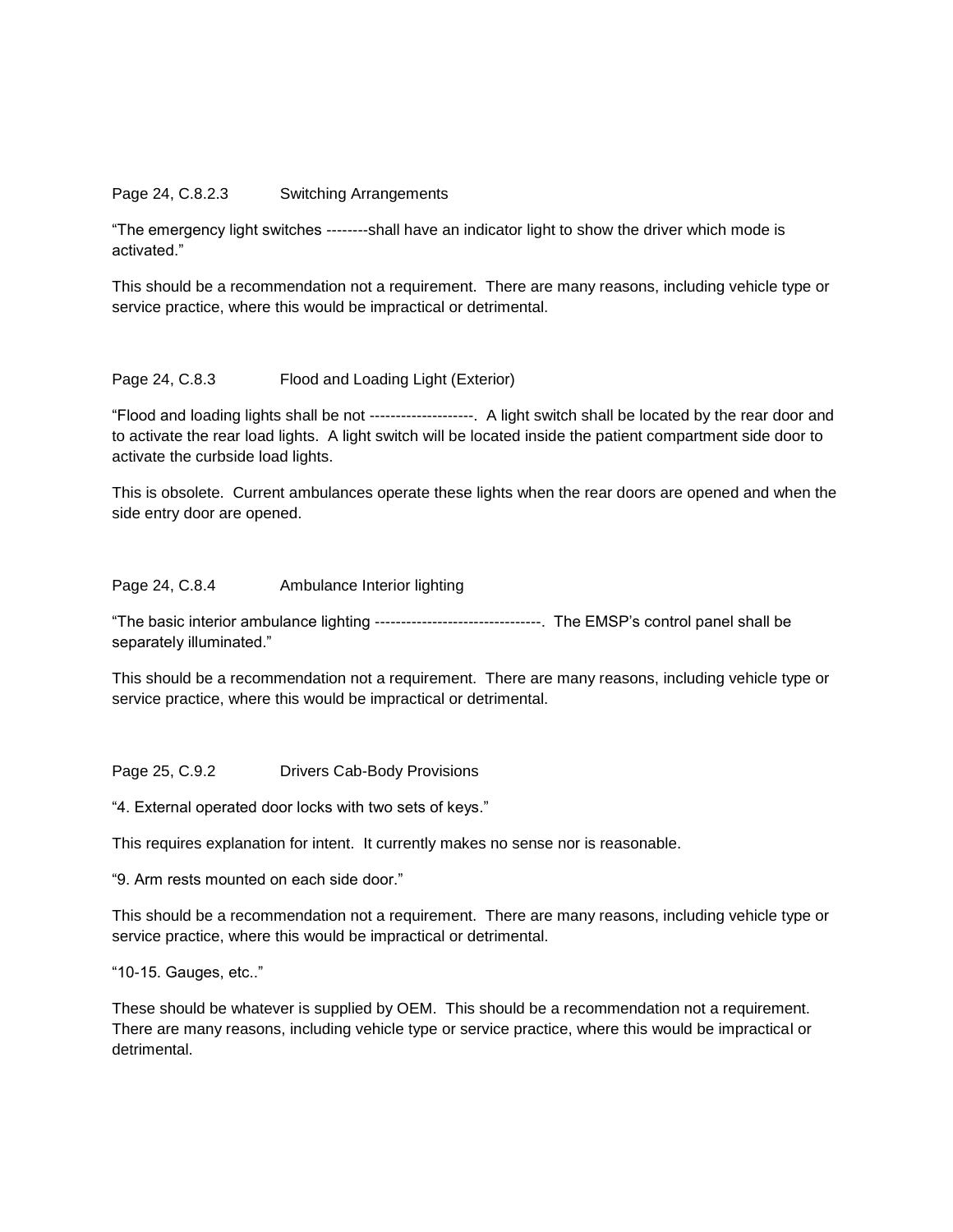Page 24, C.8.2.3 Switching Arrangements

"The emergency light switches --------shall have an indicator light to show the driver which mode is activated."

This should be a recommendation not a requirement. There are many reasons, including vehicle type or service practice, where this would be impractical or detrimental.

Page 24, C.8.3 Flood and Loading Light (Exterior)

"Flood and loading lights shall be not --------------------. A light switch shall be located by the rear door and to activate the rear load lights. A light switch will be located inside the patient compartment side door to activate the curbside load lights.

This is obsolete. Current ambulances operate these lights when the rear doors are opened and when the side entry door are opened.

Page 24, C.8.4 Ambulance Interior lighting

"The basic interior ambulance lighting --------------------------------. The EMSP's control panel shall be separately illuminated."

This should be a recommendation not a requirement. There are many reasons, including vehicle type or service practice, where this would be impractical or detrimental.

Page 25, C.9.2 Drivers Cab-Body Provisions

"4. External operated door locks with two sets of keys."

This requires explanation for intent. It currently makes no sense nor is reasonable.

"9. Arm rests mounted on each side door."

This should be a recommendation not a requirement. There are many reasons, including vehicle type or service practice, where this would be impractical or detrimental.

"10-15. Gauges, etc.."

These should be whatever is supplied by OEM. This should be a recommendation not a requirement. There are many reasons, including vehicle type or service practice, where this would be impractical or detrimental.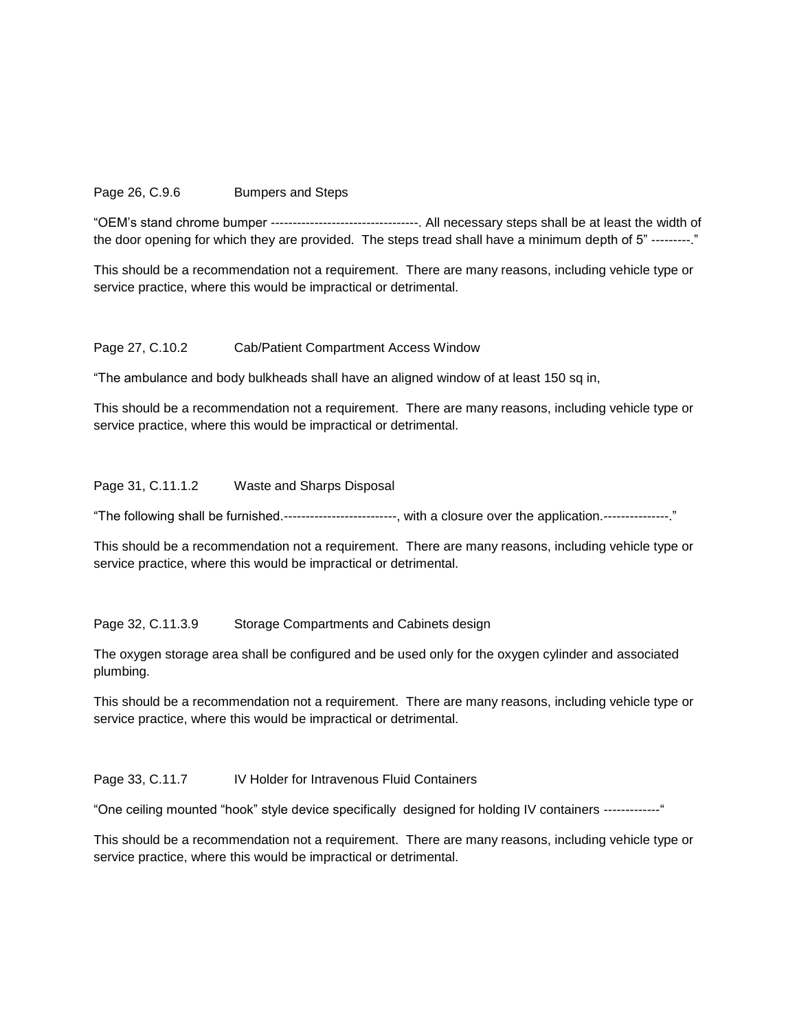Page 26, C.9.6 Bumpers and Steps

"OEM's stand chrome bumper ----------------------------------. All necessary steps shall be at least the width of the door opening for which they are provided. The steps tread shall have a minimum depth of 5" ---------."

This should be a recommendation not a requirement. There are many reasons, including vehicle type or service practice, where this would be impractical or detrimental.

Page 27, C.10.2 Cab/Patient Compartment Access Window

"The ambulance and body bulkheads shall have an aligned window of at least 150 sq in,

This should be a recommendation not a requirement. There are many reasons, including vehicle type or service practice, where this would be impractical or detrimental.

Page 31, C.11.1.2 Waste and Sharps Disposal

"The following shall be furnished.--------------------------, with a closure over the application.---------------."

This should be a recommendation not a requirement. There are many reasons, including vehicle type or service practice, where this would be impractical or detrimental.

Page 32, C.11.3.9 Storage Compartments and Cabinets design

The oxygen storage area shall be configured and be used only for the oxygen cylinder and associated plumbing.

This should be a recommendation not a requirement. There are many reasons, including vehicle type or service practice, where this would be impractical or detrimental.

Page 33, C.11.7 IV Holder for Intravenous Fluid Containers

"One ceiling mounted "hook" style device specifically designed for holding IV containers -------------"

This should be a recommendation not a requirement. There are many reasons, including vehicle type or service practice, where this would be impractical or detrimental.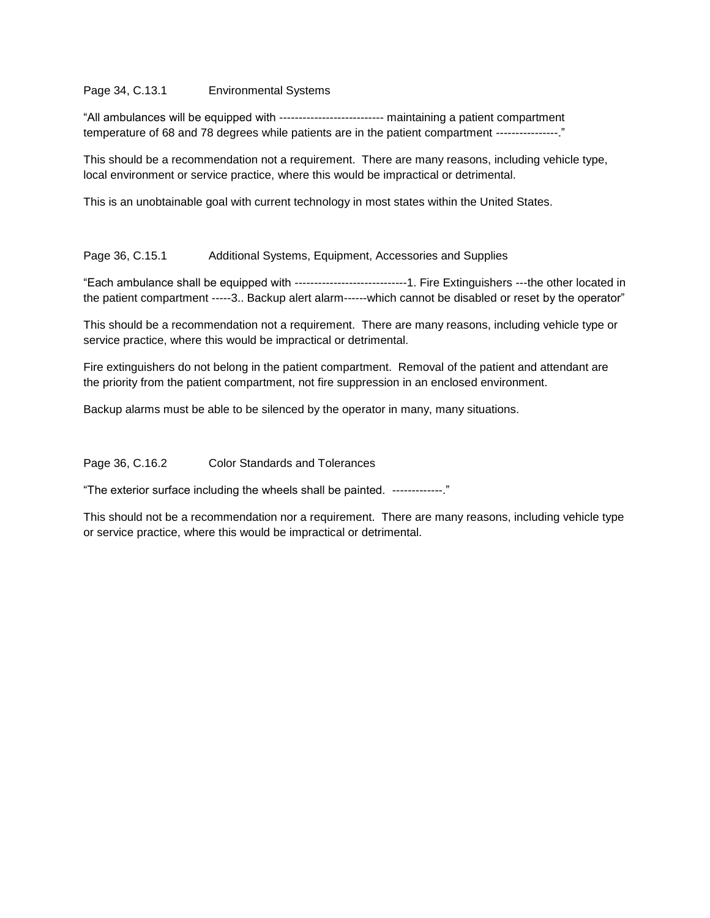Page 34, C.13.1 Environmental Systems

"All ambulances will be equipped with --------------------------- maintaining a patient compartment temperature of 68 and 78 degrees while patients are in the patient compartment ----------------."

This should be a recommendation not a requirement. There are many reasons, including vehicle type, local environment or service practice, where this would be impractical or detrimental.

This is an unobtainable goal with current technology in most states within the United States.

Page 36, C.15.1 Additional Systems, Equipment, Accessories and Supplies

"Each ambulance shall be equipped with -----------------------------1. Fire Extinguishers ---the other located in the patient compartment -----3.. Backup alert alarm------which cannot be disabled or reset by the operator"

This should be a recommendation not a requirement. There are many reasons, including vehicle type or service practice, where this would be impractical or detrimental.

Fire extinguishers do not belong in the patient compartment. Removal of the patient and attendant are the priority from the patient compartment, not fire suppression in an enclosed environment.

Backup alarms must be able to be silenced by the operator in many, many situations.

Page 36, C.16.2 Color Standards and Tolerances

"The exterior surface including the wheels shall be painted. -------------."

This should not be a recommendation nor a requirement. There are many reasons, including vehicle type or service practice, where this would be impractical or detrimental.